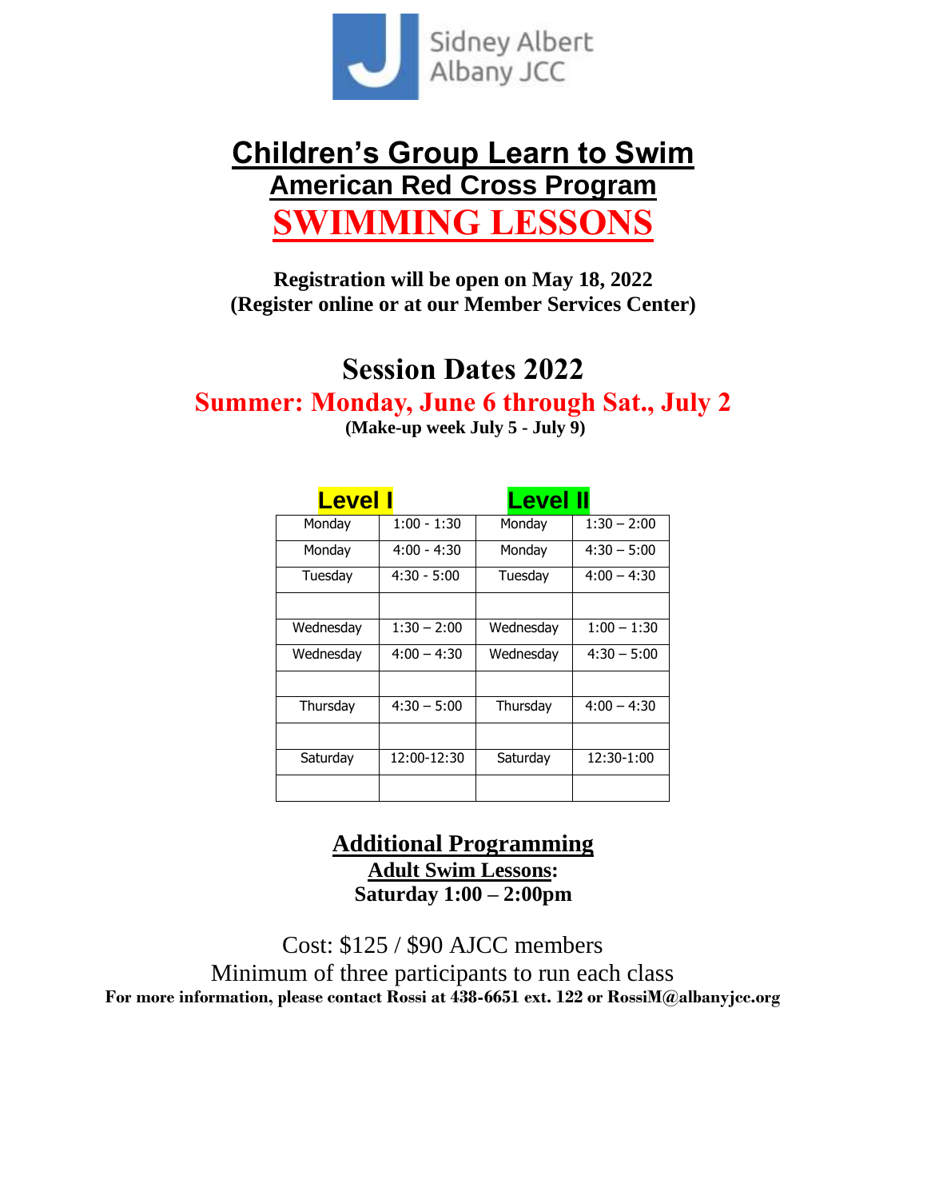Sidney Albert Albany JCC

# Children's Group Learn to Swim

## American Red Cross Program

# SWIMMING LESSONS

**Registration will be open on May 18, 2022**
**(Register online or at our Member Services Center)**

## Session Dates 2022

### Summer: Monday, June 6 through Sat., July 2

**(Make-up week July 5 - July 9)**

| Level I | | Level II | |
|---|---|---|---|
| Monday | 1:00 - 1:30 | Monday | 1:30 – 2:00 |
| Monday | 4:00 - 4:30 | Monday | 4:30 – 5:00 |
| Tuesday | 4:30 - 5:00 | Tuesday | 4:00 – 4:30 |
| | | | |
| Wednesday | 1:30 – 2:00 | Wednesday | 1:00 – 1:30 |
| Wednesday | 4:00 – 4:30 | Wednesday | 4:30 – 5:00 |
| | | | |
| Thursday | 4:30 – 5:00 | Thursday | 4:00 – 4:30 |
| | | | |
| Saturday | 12:00-12:30 | Saturday | 12:30-1:00 |
| | | | |

## Additional Programming

**Adult Swim Lessons:**
**Saturday 1:00 – 2:00pm**

Cost: $125 / $90 AJCC members
Minimum of three participants to run each class

**For more information, please contact Rossi at 438-6651 ext. 122 or RossiM@albanyjcc.org**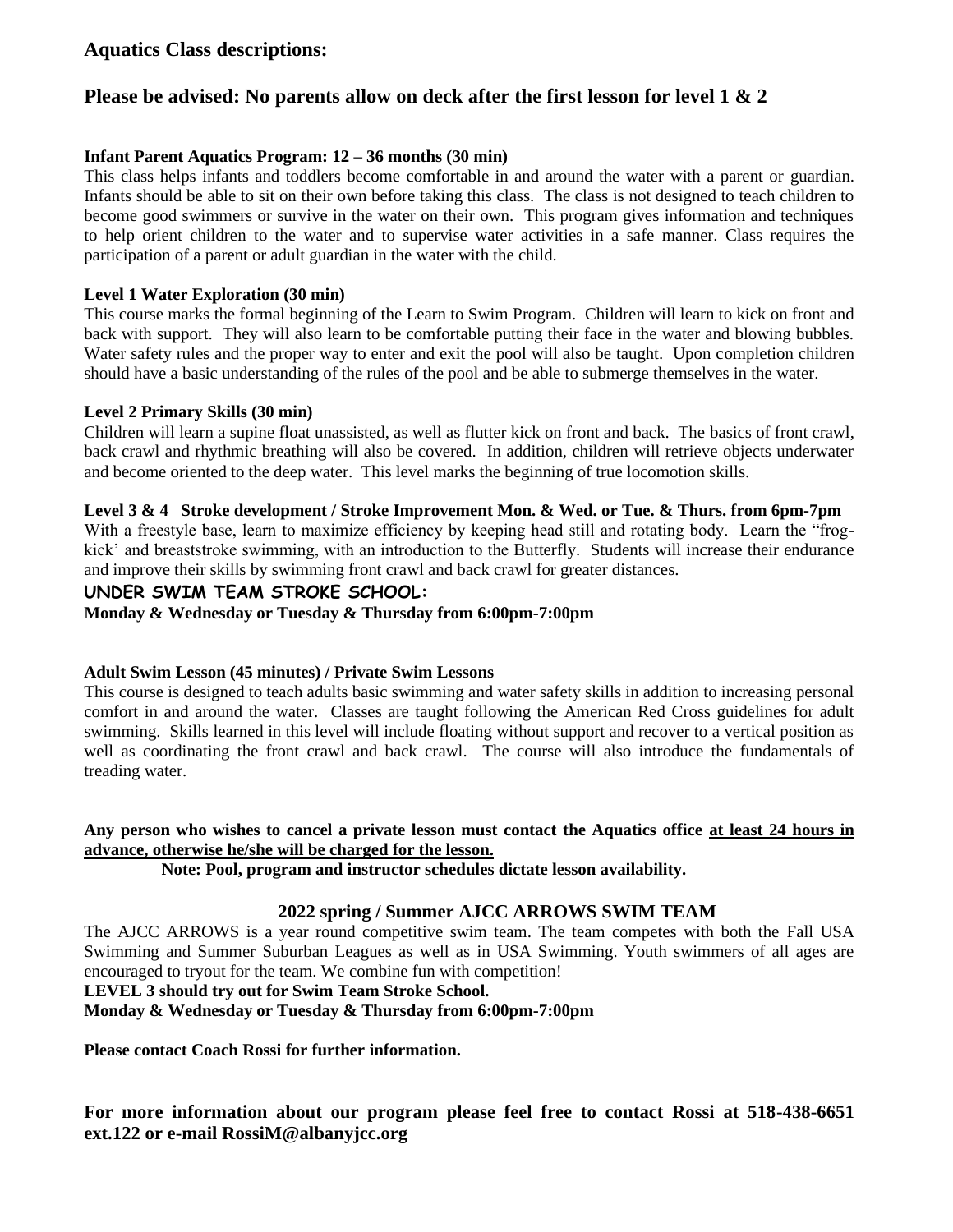## Aquatics Class descriptions:

## Please be advised: No parents allow on deck after the first lesson for level 1 & 2

**Infant Parent Aquatics Program: 12 – 36 months (30 min)**

This class helps infants and toddlers become comfortable in and around the water with a parent or guardian. Infants should be able to sit on their own before taking this class. The class is not designed to teach children to become good swimmers or survive in the water on their own. This program gives information and techniques to help orient children to the water and to supervise water activities in a safe manner. Class requires the participation of a parent or adult guardian in the water with the child.

**Level 1 Water Exploration (30 min)**

This course marks the formal beginning of the Learn to Swim Program. Children will learn to kick on front and back with support. They will also learn to be comfortable putting their face in the water and blowing bubbles. Water safety rules and the proper way to enter and exit the pool will also be taught. Upon completion children should have a basic understanding of the rules of the pool and be able to submerge themselves in the water.

**Level 2 Primary Skills (30 min)**

Children will learn a supine float unassisted, as well as flutter kick on front and back. The basics of front crawl, back crawl and rhythmic breathing will also be covered. In addition, children will retrieve objects underwater and become oriented to the deep water. This level marks the beginning of true locomotion skills.

**Level 3 & 4 Stroke development / Stroke Improvement Mon. & Wed. or Tue. & Thurs. from 6pm-7pm**

With a freestyle base, learn to maximize efficiency by keeping head still and rotating body. Learn the "frog-kick' and breaststroke swimming, with an introduction to the Butterfly. Students will increase their endurance and improve their skills by swimming front crawl and back crawl for greater distances.

**UNDER SWIM TEAM STROKE SCHOOL:**

**Monday & Wednesday or Tuesday & Thursday from 6:00pm-7:00pm**

**Adult Swim Lesson (45 minutes) / Private Swim Lessons**

This course is designed to teach adults basic swimming and water safety skills in addition to increasing personal comfort in and around the water. Classes are taught following the American Red Cross guidelines for adult swimming. Skills learned in this level will include floating without support and recover to a vertical position as well as coordinating the front crawl and back crawl. The course will also introduce the fundamentals of treading water.

**Any person who wishes to cancel a private lesson must contact the Aquatics office at least 24 hours in advance, otherwise he/she will be charged for the lesson.**

**Note: Pool, program and instructor schedules dictate lesson availability.**

### 2022 spring / Summer AJCC ARROWS SWIM TEAM

The AJCC ARROWS is a year round competitive swim team. The team competes with both the Fall USA Swimming and Summer Suburban Leagues as well as in USA Swimming. Youth swimmers of all ages are encouraged to tryout for the team. We combine fun with competition!

**LEVEL 3 should try out for Swim Team Stroke School.**

**Monday & Wednesday or Tuesday & Thursday from 6:00pm-7:00pm**

**Please contact Coach Rossi for further information.**

**For more information about our program please feel free to contact Rossi at 518-438-6651 ext.122 or e-mail RossiM@albanyjcc.org**